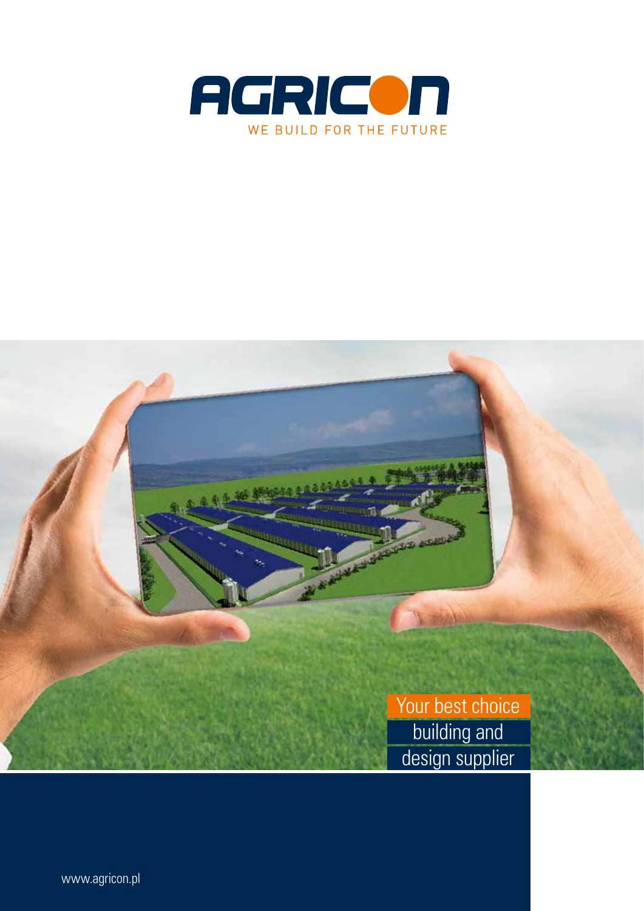# AGRICON

WE BUILD FOR THE FUTURE

Your best choice building and design supplier

www.agricon.pl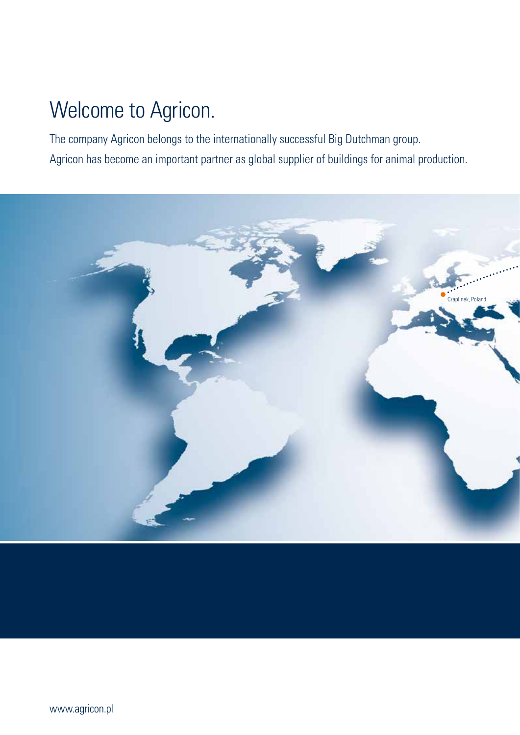# Welcome to Agricon.

The company Agricon belongs to the internationally successful Big Dutchman group.
Agricon has become an important partner as global supplier of buildings for animal production.

Czaplinek, Poland

www.agricon.pl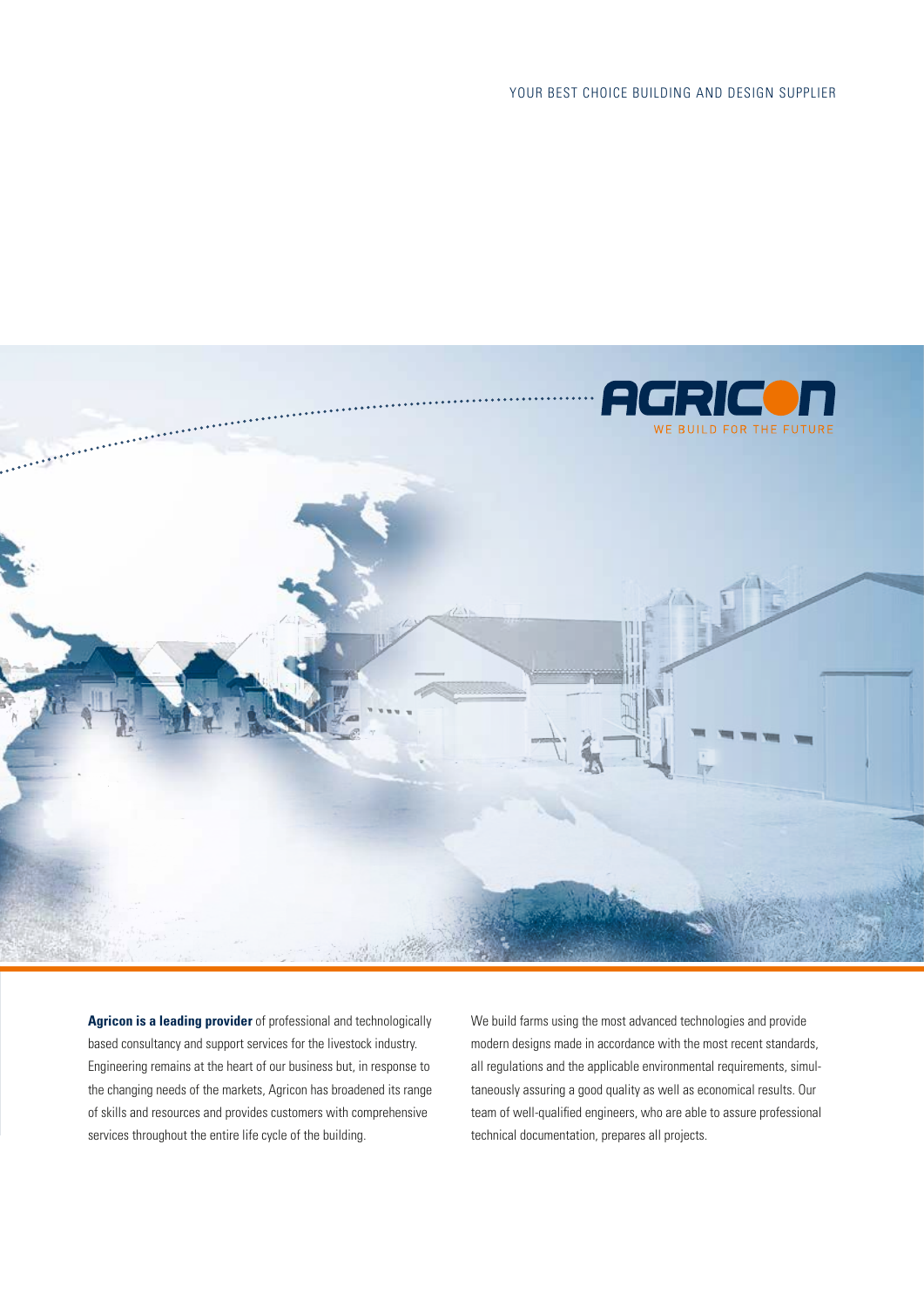YOUR BEST CHOICE BUILDING AND DESIGN SUPPLIER

AGRICON

WE BUILD FOR THE FUTURE

**Agricon is a leading provider** of professional and technologically based consultancy and support services for the livestock industry. Engineering remains at the heart of our business but, in response to the changing needs of the markets, Agricon has broadened its range of skills and resources and provides customers with comprehensive services throughout the entire life cycle of the building.

We build farms using the most advanced technologies and provide modern designs made in accordance with the most recent standards, all regulations and the applicable environmental requirements, simultaneously assuring a good quality as well as economical results. Our team of well-qualified engineers, who are able to assure professional technical documentation, prepares all projects.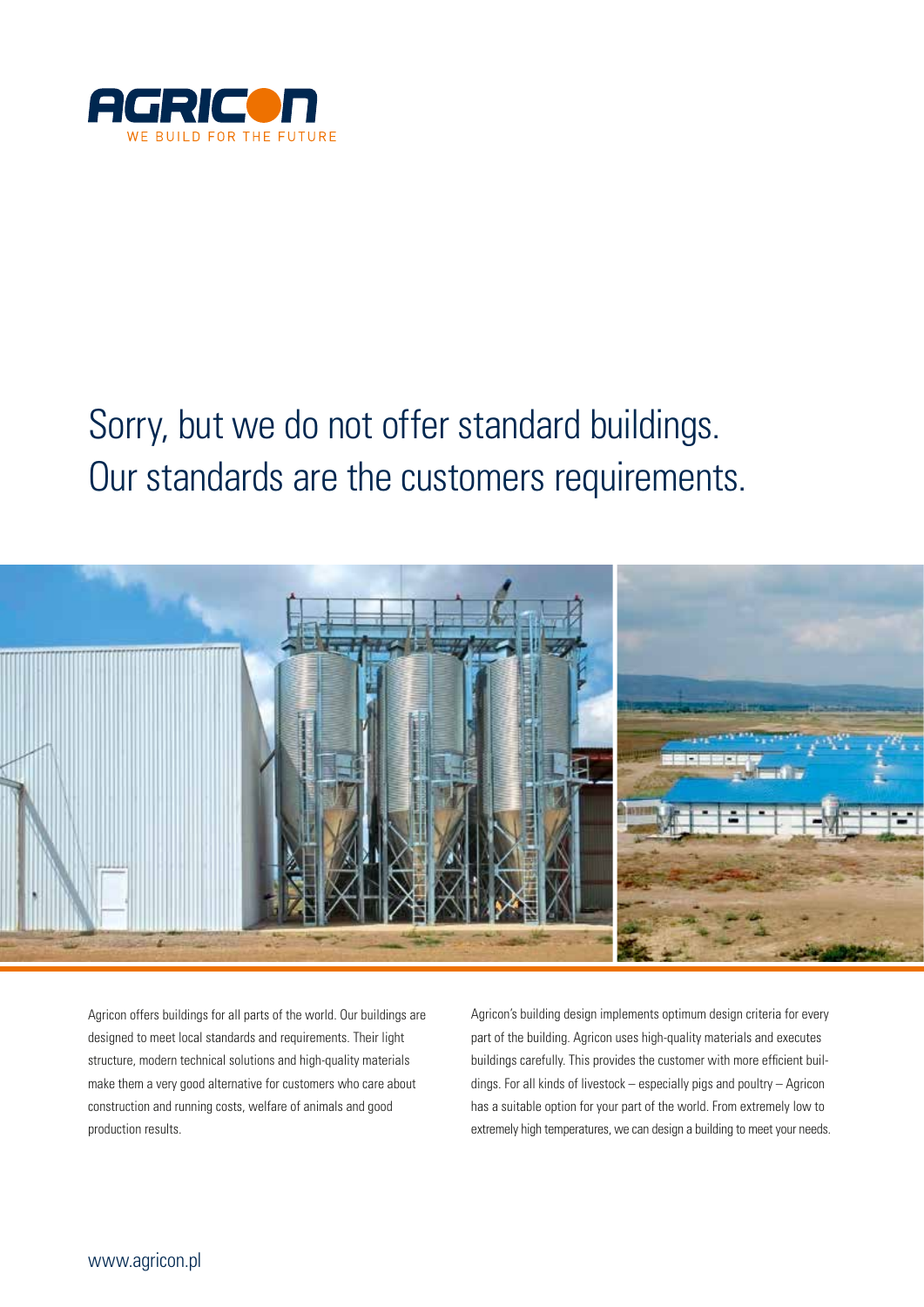AGRICON

WE BUILD FOR THE FUTURE

# Sorry, but we do not offer standard buildings. Our standards are the customers requirements.

Agricon offers buildings for all parts of the world. Our buildings are designed to meet local standards and requirements. Their light structure, modern technical solutions and high-quality materials make them a very good alternative for customers who care about construction and running costs, welfare of animals and good production results.

Agricon's building design implements optimum design criteria for every part of the building. Agricon uses high-quality materials and executes buildings carefully. This provides the customer with more efficient buildings. For all kinds of livestock – especially pigs and poultry – Agricon has a suitable option for your part of the world. From extremely low to extremely high temperatures, we can design a building to meet your needs.

www.agricon.pl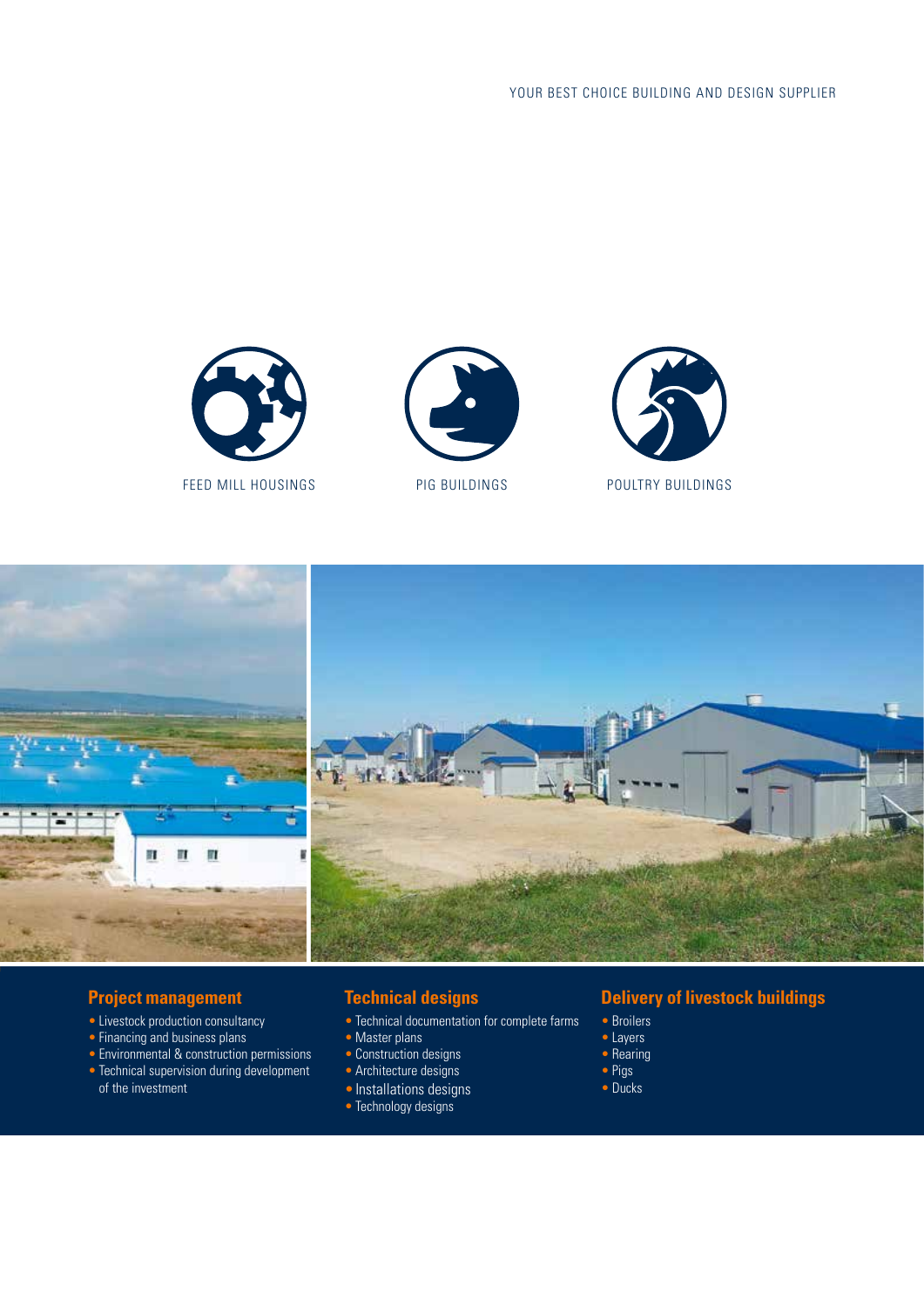YOUR BEST CHOICE BUILDING AND DESIGN SUPPLIER

FEED MILL HOUSINGS

PIG BUILDINGS

POULTRY BUILDINGS

## Project management

- Livestock production consultancy
- Financing and business plans
- Environmental & construction permissions
- Technical supervision during development of the investment

## Technical designs

- Technical documentation for complete farms
- Master plans
- Construction designs
- Architecture designs
- Installations designs
- Technology designs

## Delivery of livestock buildings

- Broilers
- Layers
- Rearing
- Pigs
- Ducks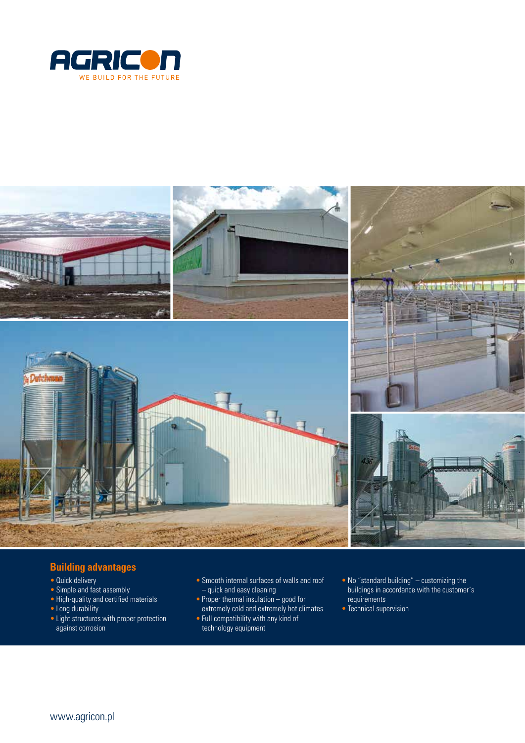AGRICON

WE BUILD FOR THE FUTURE

## Building advantages

- Quick delivery
- Simple and fast assembly
- High-quality and certified materials
- Long durability
- Light structures with proper protection against corrosion
- Smooth internal surfaces of walls and roof – quick and easy cleaning
- Proper thermal insulation – good for extremely cold and extremely hot climates
- Full compatibility with any kind of technology equipment
- No "standard building" – customizing the buildings in accordance with the customer´s requirements
- Technical supervision

www.agricon.pl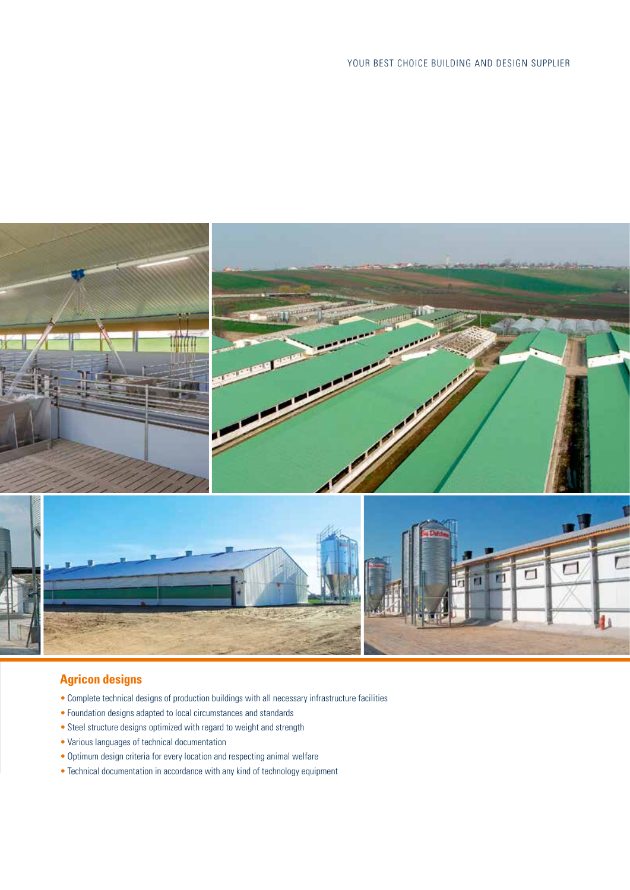## Agricon designs

- Complete technical designs of production buildings with all necessary infrastructure facilities
- Foundation designs adapted to local circumstances and standards
- Steel structure designs optimized with regard to weight and strength
- Various languages of technical documentation
- Optimum design criteria for every location and respecting animal welfare
- Technical documentation in accordance with any kind of technology equipment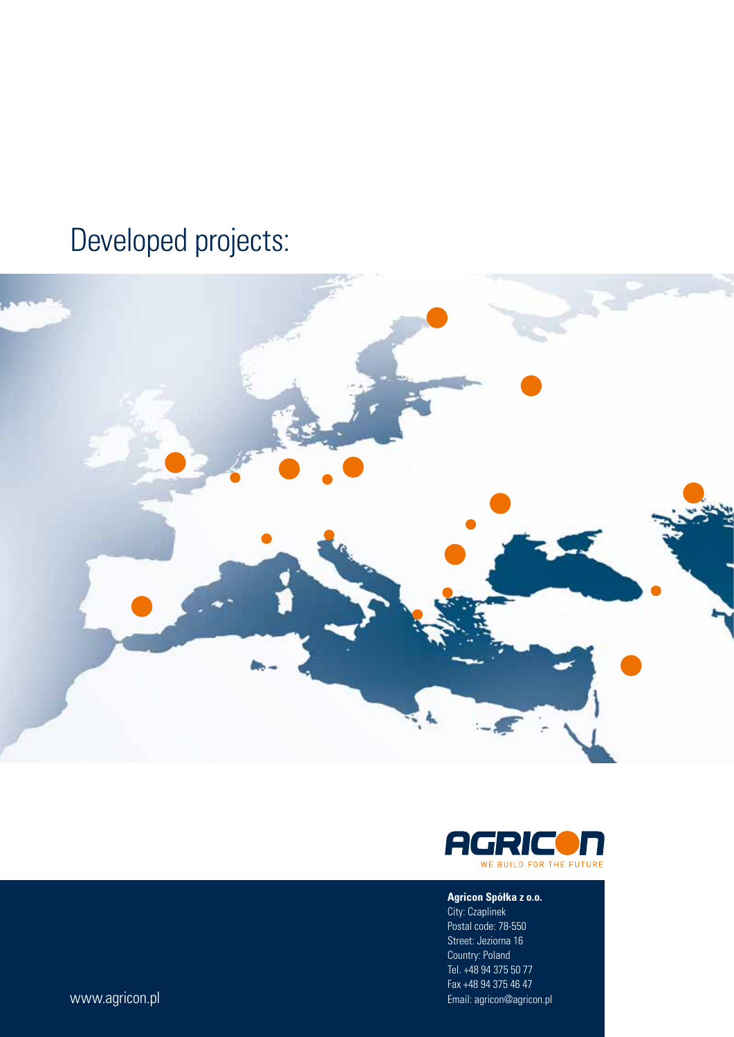# Developed projects:

**AGRICON**

WE BUILD FOR THE FUTURE

**Agricon Spółka z o.o.**
City: Czaplinek
Postal code: 78-550
Street: Jeziorna 16
Country: Poland
Tel. +48 94 375 50 77
Fax +48 94 375 46 47
Email: agricon@agricon.pl

www.agricon.pl